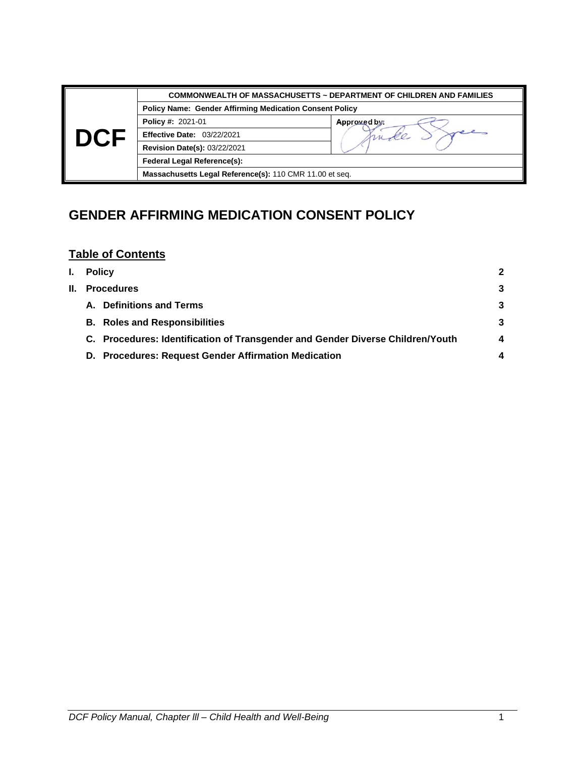| DCF | COMMONWEALTH OF MASSACHUSETTS ~ DEPARTMENT OF CHILDREN AND FAMILIES | |
|---|---|---|
| | **Policy Name: Gender Affirming Medication Consent Policy** | |
| | **Policy #:** 2021-01 | **Approved by:** |
| | **Effective Date:** 03/22/2021 | |
| | **Revision Date(s):** 03/22/2021 | |
| | **Federal Legal Reference(s):** | |
| | **Massachusetts Legal Reference(s):** 110 CMR 11.00 et seq. | |

# GENDER AFFIRMING MEDICATION CONSENT POLICY

## Table of Contents

| | | |
|---|---|---|
| **I.** | **Policy** | **2** |
| **II.** | **Procedures** | **3** |
| | **A. Definitions and Terms** | **3** |
| | **B. Roles and Responsibilities** | **3** |
| | **C. Procedures: Identification of Transgender and Gender Diverse Children/Youth** | **4** |
| | **D. Procedures: Request Gender Affirmation Medication** | **4** |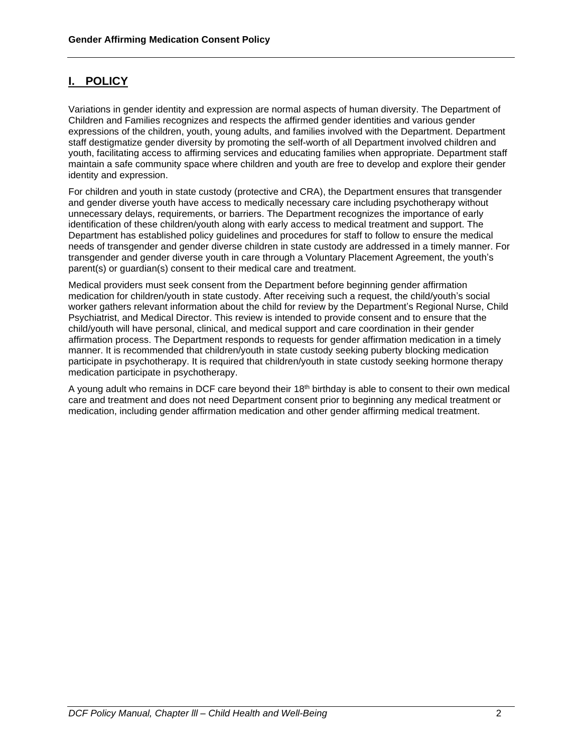## I. POLICY

Variations in gender identity and expression are normal aspects of human diversity. The Department of Children and Families recognizes and respects the affirmed gender identities and various gender expressions of the children, youth, young adults, and families involved with the Department. Department staff destigmatize gender diversity by promoting the self-worth of all Department involved children and youth, facilitating access to affirming services and educating families when appropriate. Department staff maintain a safe community space where children and youth are free to develop and explore their gender identity and expression.

For children and youth in state custody (protective and CRA), the Department ensures that transgender and gender diverse youth have access to medically necessary care including psychotherapy without unnecessary delays, requirements, or barriers. The Department recognizes the importance of early identification of these children/youth along with early access to medical treatment and support. The Department has established policy guidelines and procedures for staff to follow to ensure the medical needs of transgender and gender diverse children in state custody are addressed in a timely manner. For transgender and gender diverse youth in care through a Voluntary Placement Agreement, the youth's parent(s) or guardian(s) consent to their medical care and treatment.

Medical providers must seek consent from the Department before beginning gender affirmation medication for children/youth in state custody. After receiving such a request, the child/youth's social worker gathers relevant information about the child for review by the Department's Regional Nurse, Child Psychiatrist, and Medical Director. This review is intended to provide consent and to ensure that the child/youth will have personal, clinical, and medical support and care coordination in their gender affirmation process. The Department responds to requests for gender affirmation medication in a timely manner. It is recommended that children/youth in state custody seeking puberty blocking medication participate in psychotherapy. It is required that children/youth in state custody seeking hormone therapy medication participate in psychotherapy.

A young adult who remains in DCF care beyond their 18th birthday is able to consent to their own medical care and treatment and does not need Department consent prior to beginning any medical treatment or medication, including gender affirmation medication and other gender affirming medical treatment.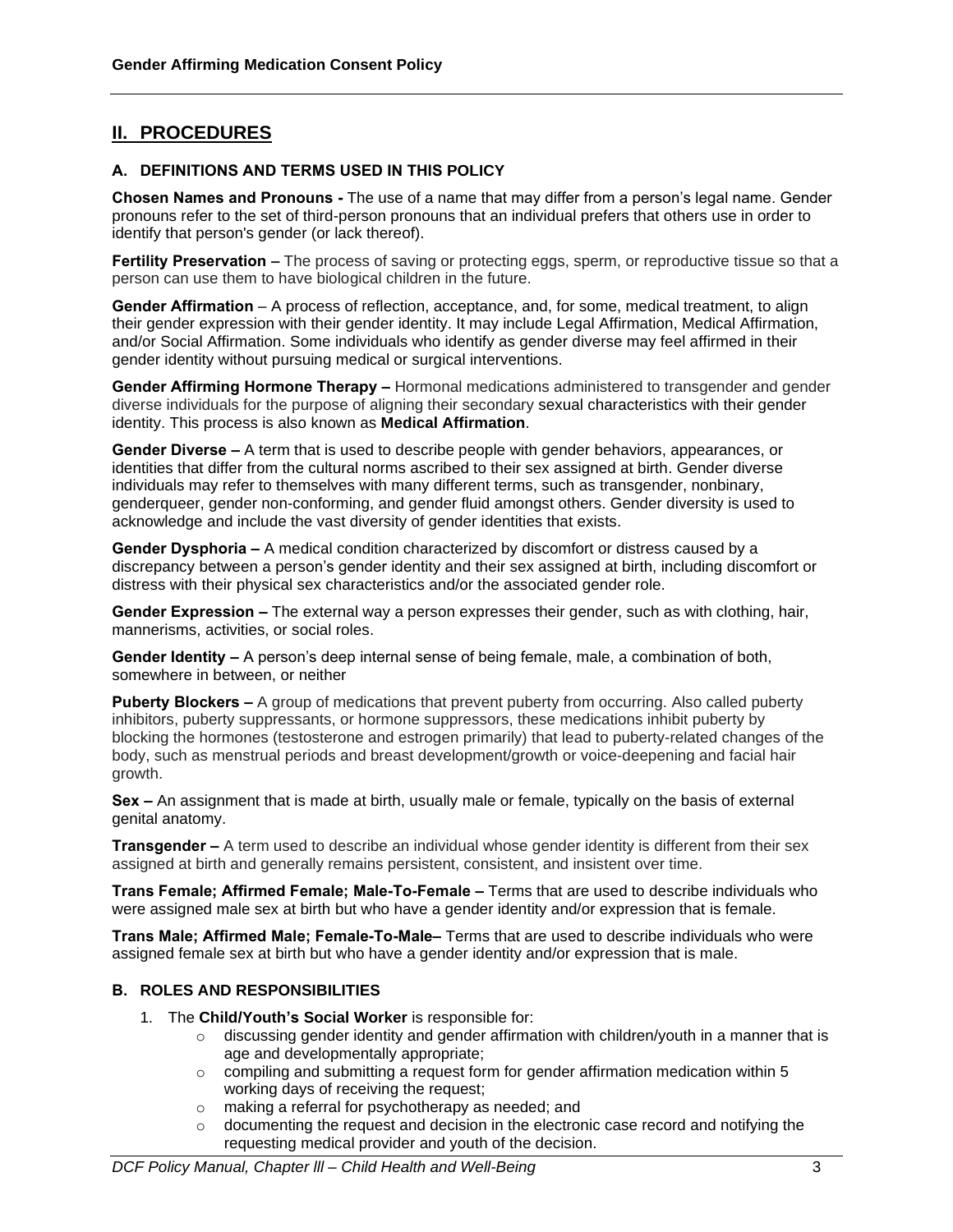## II. PROCEDURES

### A. DEFINITIONS AND TERMS USED IN THIS POLICY

**Chosen Names and Pronouns -** The use of a name that may differ from a person's legal name. Gender pronouns refer to the set of third-person pronouns that an individual prefers that others use in order to identify that person's gender (or lack thereof).

**Fertility Preservation –** The process of saving or protecting eggs, sperm, or reproductive tissue so that a person can use them to have biological children in the future.

**Gender Affirmation** – A process of reflection, acceptance, and, for some, medical treatment, to align their gender expression with their gender identity. It may include Legal Affirmation, Medical Affirmation, and/or Social Affirmation. Some individuals who identify as gender diverse may feel affirmed in their gender identity without pursuing medical or surgical interventions.

**Gender Affirming Hormone Therapy –** Hormonal medications administered to transgender and gender diverse individuals for the purpose of aligning their secondary sexual characteristics with their gender identity. This process is also known as **Medical Affirmation**.

**Gender Diverse –** A term that is used to describe people with gender behaviors, appearances, or identities that differ from the cultural norms ascribed to their sex assigned at birth. Gender diverse individuals may refer to themselves with many different terms, such as transgender, nonbinary, genderqueer, gender non-conforming, and gender fluid amongst others. Gender diversity is used to acknowledge and include the vast diversity of gender identities that exists.

**Gender Dysphoria –** A medical condition characterized by discomfort or distress caused by a discrepancy between a person's gender identity and their sex assigned at birth, including discomfort or distress with their physical sex characteristics and/or the associated gender role.

**Gender Expression –** The external way a person expresses their gender, such as with clothing, hair, mannerisms, activities, or social roles.

**Gender Identity –** A person's deep internal sense of being female, male, a combination of both, somewhere in between, or neither

**Puberty Blockers –** A group of medications that prevent puberty from occurring. Also called puberty inhibitors, puberty suppressants, or hormone suppressors, these medications inhibit puberty by blocking the hormones (testosterone and estrogen primarily) that lead to puberty-related changes of the body, such as menstrual periods and breast development/growth or voice-deepening and facial hair growth.

**Sex –** An assignment that is made at birth, usually male or female, typically on the basis of external genital anatomy.

**Transgender –** A term used to describe an individual whose gender identity is different from their sex assigned at birth and generally remains persistent, consistent, and insistent over time.

**Trans Female; Affirmed Female; Male-To-Female –** Terms that are used to describe individuals who were assigned male sex at birth but who have a gender identity and/or expression that is female.

**Trans Male; Affirmed Male; Female-To-Male–** Terms that are used to describe individuals who were assigned female sex at birth but who have a gender identity and/or expression that is male.

### B. ROLES AND RESPONSIBILITIES

1. The **Child/Youth's Social Worker** is responsible for:
   - discussing gender identity and gender affirmation with children/youth in a manner that is age and developmentally appropriate;
   - compiling and submitting a request form for gender affirmation medication within 5 working days of receiving the request;
   - making a referral for psychotherapy as needed; and
   - documenting the request and decision in the electronic case record and notifying the requesting medical provider and youth of the decision.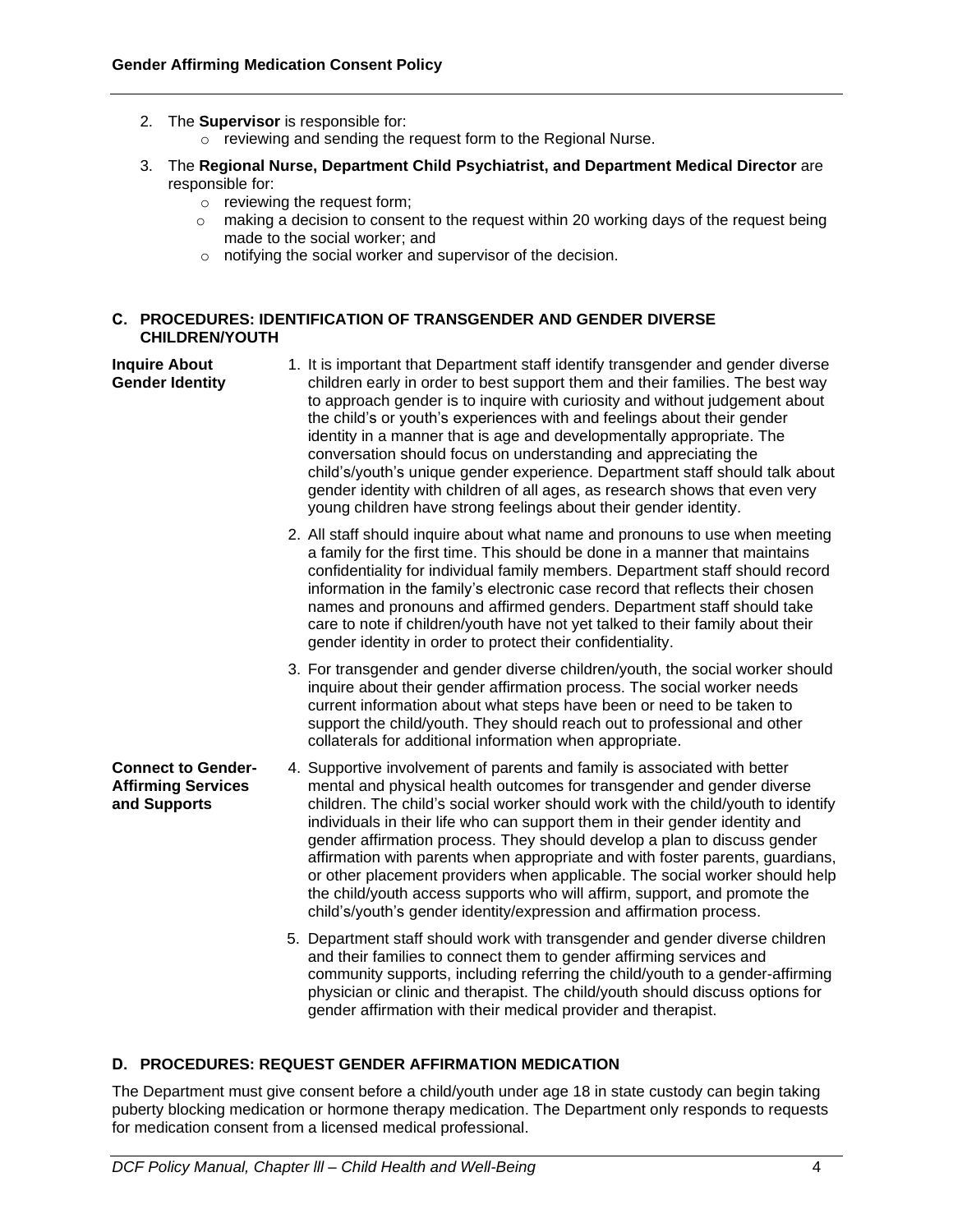2. The **Supervisor** is responsible for:
   - reviewing and sending the request form to the Regional Nurse.

3. The **Regional Nurse, Department Child Psychiatrist, and Department Medical Director** are responsible for:
   - reviewing the request form;
   - making a decision to consent to the request within 20 working days of the request being made to the social worker; and
   - notifying the social worker and supervisor of the decision.

## C. PROCEDURES: IDENTIFICATION OF TRANSGENDER AND GENDER DIVERSE CHILDREN/YOUTH

**Inquire About Gender Identity**

1. It is important that Department staff identify transgender and gender diverse children early in order to best support them and their families. The best way to approach gender is to inquire with curiosity and without judgement about the child's or youth's experiences with and feelings about their gender identity in a manner that is age and developmentally appropriate. The conversation should focus on understanding and appreciating the child's/youth's unique gender experience. Department staff should talk about gender identity with children of all ages, as research shows that even very young children have strong feelings about their gender identity.

2. All staff should inquire about what name and pronouns to use when meeting a family for the first time. This should be done in a manner that maintains confidentiality for individual family members. Department staff should record information in the family's electronic case record that reflects their chosen names and pronouns and affirmed genders. Department staff should take care to note if children/youth have not yet talked to their family about their gender identity in order to protect their confidentiality.

3. For transgender and gender diverse children/youth, the social worker should inquire about their gender affirmation process. The social worker needs current information about what steps have been or need to be taken to support the child/youth. They should reach out to professional and other collaterals for additional information when appropriate.

**Connect to Gender-Affirming Services and Supports**

4. Supportive involvement of parents and family is associated with better mental and physical health outcomes for transgender and gender diverse children. The child's social worker should work with the child/youth to identify individuals in their life who can support them in their gender identity and gender affirmation process. They should develop a plan to discuss gender affirmation with parents when appropriate and with foster parents, guardians, or other placement providers when applicable. The social worker should help the child/youth access supports who will affirm, support, and promote the child's/youth's gender identity/expression and affirmation process.

5. Department staff should work with transgender and gender diverse children and their families to connect them to gender affirming services and community supports, including referring the child/youth to a gender-affirming physician or clinic and therapist. The child/youth should discuss options for gender affirmation with their medical provider and therapist.

## D. PROCEDURES: REQUEST GENDER AFFIRMATION MEDICATION

The Department must give consent before a child/youth under age 18 in state custody can begin taking puberty blocking medication or hormone therapy medication. The Department only responds to requests for medication consent from a licensed medical professional.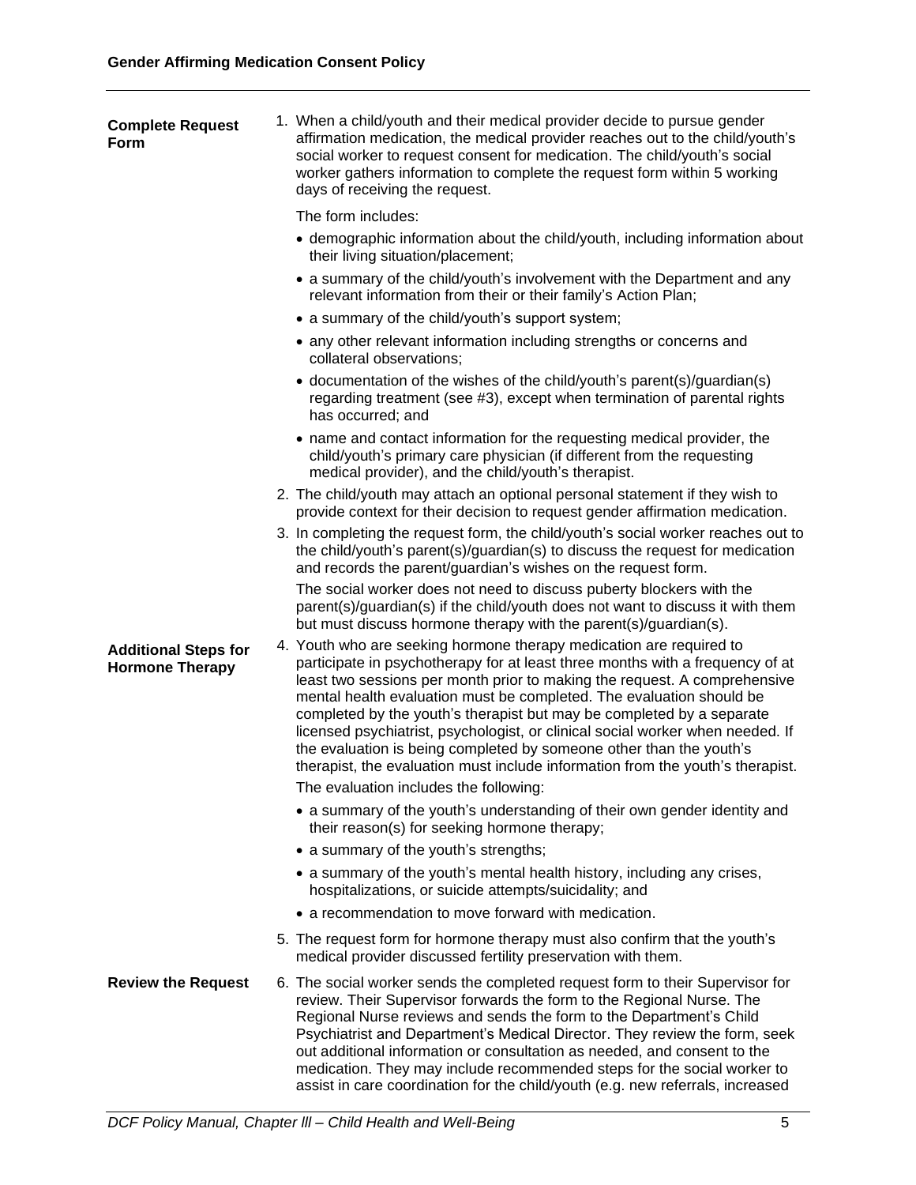**Complete Request Form**

1. When a child/youth and their medical provider decide to pursue gender affirmation medication, the medical provider reaches out to the child/youth's social worker to request consent for medication. The child/youth's social worker gathers information to complete the request form within 5 working days of receiving the request.

   The form includes:

   - demographic information about the child/youth, including information about their living situation/placement;
   - a summary of the child/youth's involvement with the Department and any relevant information from their or their family's Action Plan;
   - a summary of the child/youth's support system;
   - any other relevant information including strengths or concerns and collateral observations;
   - documentation of the wishes of the child/youth's parent(s)/guardian(s) regarding treatment (see #3), except when termination of parental rights has occurred; and
   - name and contact information for the requesting medical provider, the child/youth's primary care physician (if different from the requesting medical provider), and the child/youth's therapist.

2. The child/youth may attach an optional personal statement if they wish to provide context for their decision to request gender affirmation medication.

3. In completing the request form, the child/youth's social worker reaches out to the child/youth's parent(s)/guardian(s) to discuss the request for medication and records the parent/guardian's wishes on the request form.

   The social worker does not need to discuss puberty blockers with the parent(s)/guardian(s) if the child/youth does not want to discuss it with them but must discuss hormone therapy with the parent(s)/guardian(s).

**Additional Steps for Hormone Therapy**

4. Youth who are seeking hormone therapy medication are required to participate in psychotherapy for at least three months with a frequency of at least two sessions per month prior to making the request. A comprehensive mental health evaluation must be completed. The evaluation should be completed by the youth's therapist but may be completed by a separate licensed psychiatrist, psychologist, or clinical social worker when needed. If the evaluation is being completed by someone other than the youth's therapist, the evaluation must include information from the youth's therapist.

   The evaluation includes the following:

   - a summary of the youth's understanding of their own gender identity and their reason(s) for seeking hormone therapy;
   - a summary of the youth's strengths;
   - a summary of the youth's mental health history, including any crises, hospitalizations, or suicide attempts/suicidality; and
   - a recommendation to move forward with medication.

5. The request form for hormone therapy must also confirm that the youth's medical provider discussed fertility preservation with them.

**Review the Request**

6. The social worker sends the completed request form to their Supervisor for review. Their Supervisor forwards the form to the Regional Nurse. The Regional Nurse reviews and sends the form to the Department's Child Psychiatrist and Department's Medical Director. They review the form, seek out additional information or consultation as needed, and consent to the medication. They may include recommended steps for the social worker to assist in care coordination for the child/youth (e.g. new referrals, increased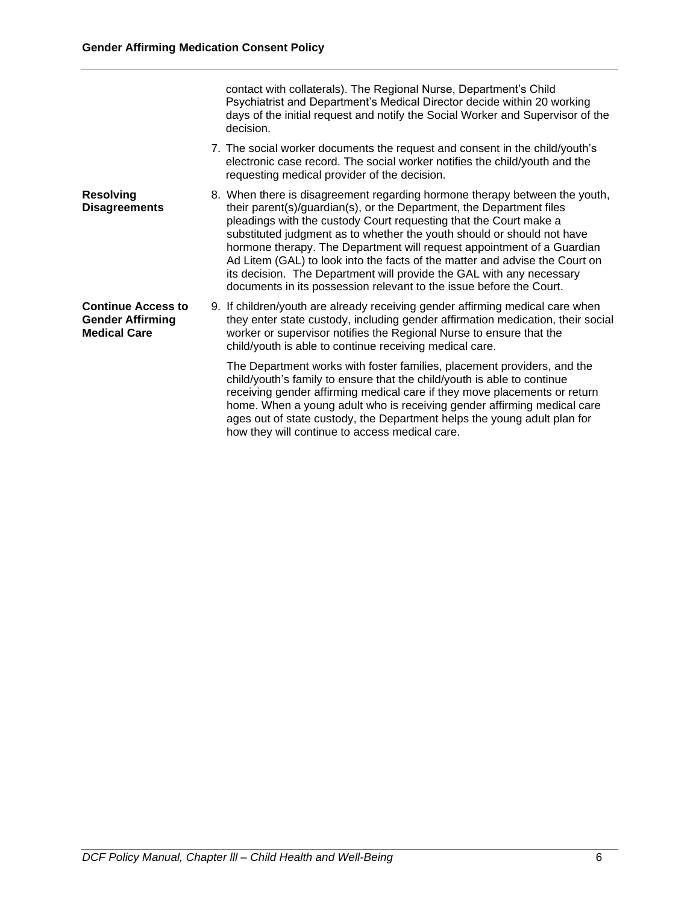contact with collaterals). The Regional Nurse, Department's Child Psychiatrist and Department's Medical Director decide within 20 working days of the initial request and notify the Social Worker and Supervisor of the decision.

7. The social worker documents the request and consent in the child/youth's electronic case record. The social worker notifies the child/youth and the requesting medical provider of the decision.

**Resolving Disagreements**

8. When there is disagreement regarding hormone therapy between the youth, their parent(s)/guardian(s), or the Department, the Department files pleadings with the custody Court requesting that the Court make a substituted judgment as to whether the youth should or should not have hormone therapy. The Department will request appointment of a Guardian Ad Litem (GAL) to look into the facts of the matter and advise the Court on its decision. The Department will provide the GAL with any necessary documents in its possession relevant to the issue before the Court.

**Continue Access to Gender Affirming Medical Care**

9. If children/youth are already receiving gender affirming medical care when they enter state custody, including gender affirmation medication, their social worker or supervisor notifies the Regional Nurse to ensure that the child/youth is able to continue receiving medical care.

   The Department works with foster families, placement providers, and the child/youth's family to ensure that the child/youth is able to continue receiving gender affirming medical care if they move placements or return home. When a young adult who is receiving gender affirming medical care ages out of state custody, the Department helps the young adult plan for how they will continue to access medical care.